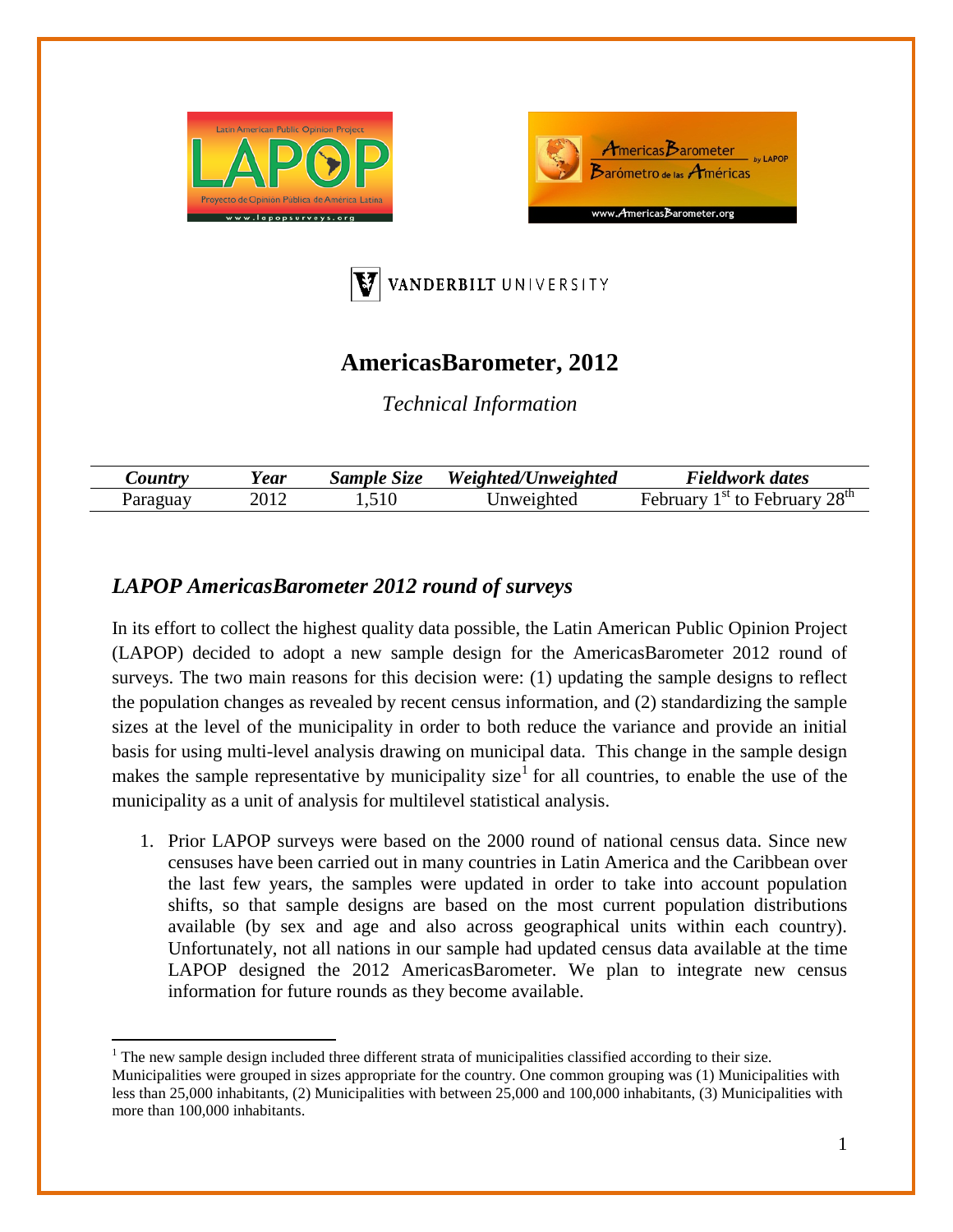# AmericasBarometer, 2012

*Technical Information*

| *Country* | *Year* | *Sample Size* | *Weighted/Unweighted* | *Fieldwork dates* |
|---|---|---|---|---|
| Paraguay | 2012 | 1,510 | Unweighted | February 1st to February 28th |

## *LAPOP AmericasBarometer 2012 round of surveys*

In its effort to collect the highest quality data possible, the Latin American Public Opinion Project (LAPOP) decided to adopt a new sample design for the AmericasBarometer 2012 round of surveys. The two main reasons for this decision were: (1) updating the sample designs to reflect the population changes as revealed by recent census information, and (2) standardizing the sample sizes at the level of the municipality in order to both reduce the variance and provide an initial basis for using multi-level analysis drawing on municipal data. This change in the sample design makes the sample representative by municipality size[1] for all countries, to enable the use of the municipality as a unit of analysis for multilevel statistical analysis.

1. Prior LAPOP surveys were based on the 2000 round of national census data. Since new censuses have been carried out in many countries in Latin America and the Caribbean over the last few years, the samples were updated in order to take into account population shifts, so that sample designs are based on the most current population distributions available (by sex and age and also across geographical units within each country). Unfortunately, not all nations in our sample had updated census data available at the time LAPOP designed the 2012 AmericasBarometer. We plan to integrate new census information for future rounds as they become available.

[1] The new sample design included three different strata of municipalities classified according to their size. Municipalities were grouped in sizes appropriate for the country. One common grouping was (1) Municipalities with less than 25,000 inhabitants, (2) Municipalities with between 25,000 and 100,000 inhabitants, (3) Municipalities with more than 100,000 inhabitants.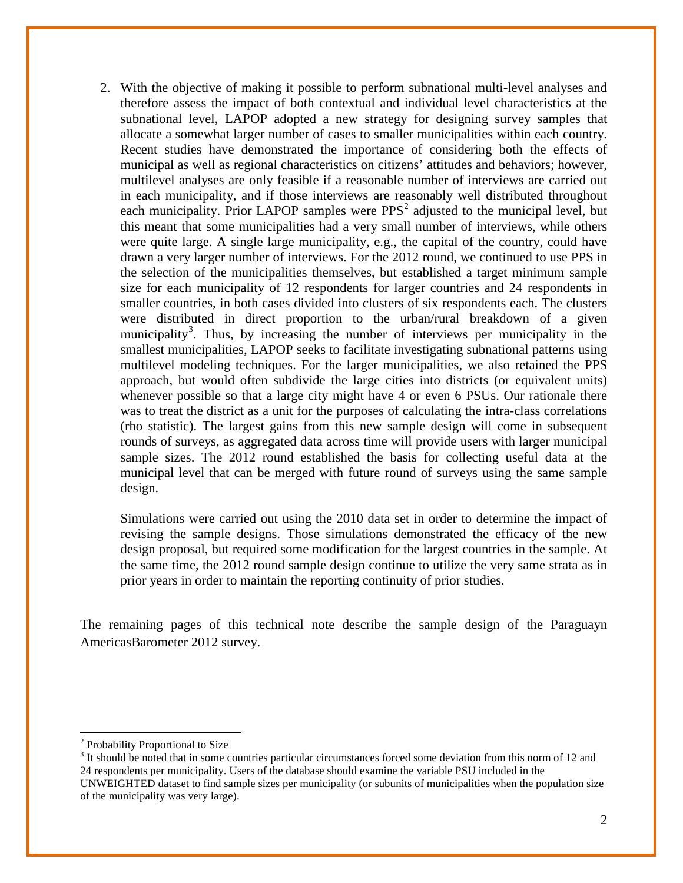2. With the objective of making it possible to perform subnational multi-level analyses and therefore assess the impact of both contextual and individual level characteristics at the subnational level, LAPOP adopted a new strategy for designing survey samples that allocate a somewhat larger number of cases to smaller municipalities within each country. Recent studies have demonstrated the importance of considering both the effects of municipal as well as regional characteristics on citizens' attitudes and behaviors; however, multilevel analyses are only feasible if a reasonable number of interviews are carried out in each municipality, and if those interviews are reasonably well distributed throughout each municipality. Prior LAPOP samples were PPS[2] adjusted to the municipal level, but this meant that some municipalities had a very small number of interviews, while others were quite large. A single large municipality, e.g., the capital of the country, could have drawn a very larger number of interviews. For the 2012 round, we continued to use PPS in the selection of the municipalities themselves, but established a target minimum sample size for each municipality of 12 respondents for larger countries and 24 respondents in smaller countries, in both cases divided into clusters of six respondents each. The clusters were distributed in direct proportion to the urban/rural breakdown of a given municipality[3]. Thus, by increasing the number of interviews per municipality in the smallest municipalities, LAPOP seeks to facilitate investigating subnational patterns using multilevel modeling techniques. For the larger municipalities, we also retained the PPS approach, but would often subdivide the large cities into districts (or equivalent units) whenever possible so that a large city might have 4 or even 6 PSUs. Our rationale there was to treat the district as a unit for the purposes of calculating the intra-class correlations (rho statistic). The largest gains from this new sample design will come in subsequent rounds of surveys, as aggregated data across time will provide users with larger municipal sample sizes. The 2012 round established the basis for collecting useful data at the municipal level that can be merged with future round of surveys using the same sample design.

   Simulations were carried out using the 2010 data set in order to determine the impact of revising the sample designs. Those simulations demonstrated the efficacy of the new design proposal, but required some modification for the largest countries in the sample. At the same time, the 2012 round sample design continue to utilize the very same strata as in prior years in order to maintain the reporting continuity of prior studies.

The remaining pages of this technical note describe the sample design of the Paraguayn AmericasBarometer 2012 survey.

---

[2] Probability Proportional to Size

[3] It should be noted that in some countries particular circumstances forced some deviation from this norm of 12 and 24 respondents per municipality. Users of the database should examine the variable PSU included in the UNWEIGHTED dataset to find sample sizes per municipality (or subunits of municipalities when the population size of the municipality was very large).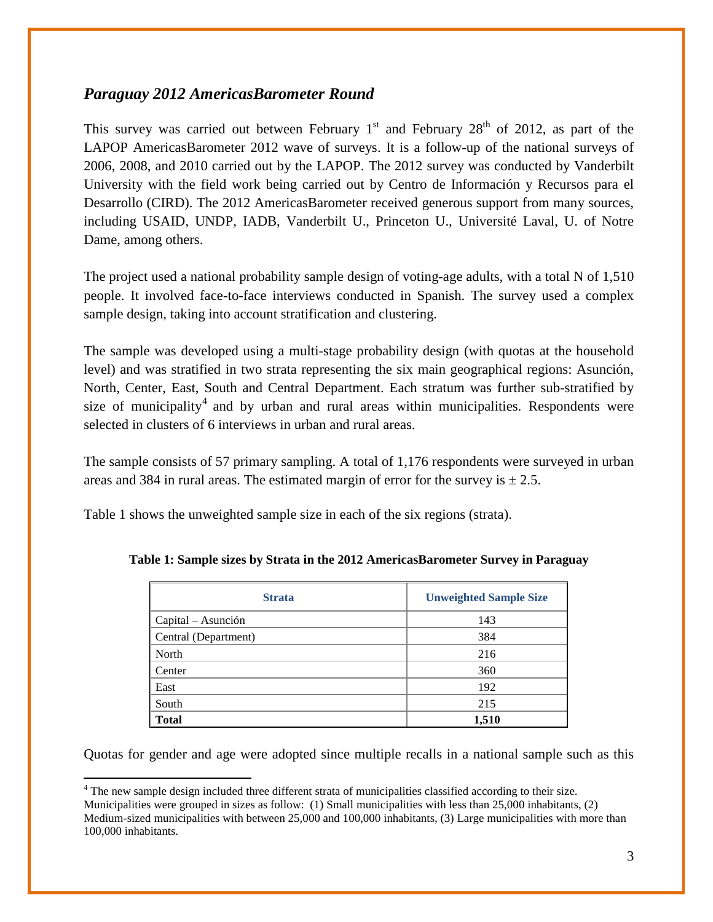## *Paraguay 2012 AmericasBarometer Round*

This survey was carried out between February 1st and February 28th of 2012, as part of the LAPOP AmericasBarometer 2012 wave of surveys. It is a follow-up of the national surveys of 2006, 2008, and 2010 carried out by the LAPOP. The 2012 survey was conducted by Vanderbilt University with the field work being carried out by Centro de Información y Recursos para el Desarrollo (CIRD). The 2012 AmericasBarometer received generous support from many sources, including USAID, UNDP, IADB, Vanderbilt U., Princeton U., Université Laval, U. of Notre Dame, among others.

The project used a national probability sample design of voting-age adults, with a total N of 1,510 people. It involved face-to-face interviews conducted in Spanish. The survey used a complex sample design, taking into account stratification and clustering.

The sample was developed using a multi-stage probability design (with quotas at the household level) and was stratified in two strata representing the six main geographical regions: Asunción, North, Center, East, South and Central Department. Each stratum was further sub-stratified by size of municipality[4] and by urban and rural areas within municipalities. Respondents were selected in clusters of 6 interviews in urban and rural areas.

The sample consists of 57 primary sampling. A total of 1,176 respondents were surveyed in urban areas and 384 in rural areas. The estimated margin of error for the survey is ± 2.5.

Table 1 shows the unweighted sample size in each of the six regions (strata).

**Table 1: Sample sizes by Strata in the 2012 AmericasBarometer Survey in Paraguay**

| Strata | Unweighted Sample Size |
|---|---|
| Capital – Asunción | 143 |
| Central (Department) | 384 |
| North | 216 |
| Center | 360 |
| East | 192 |
| South | 215 |
| **Total** | **1,510** |

Quotas for gender and age were adopted since multiple recalls in a national sample such as this

[4] The new sample design included three different strata of municipalities classified according to their size. Municipalities were grouped in sizes as follow: (1) Small municipalities with less than 25,000 inhabitants, (2) Medium-sized municipalities with between 25,000 and 100,000 inhabitants, (3) Large municipalities with more than 100,000 inhabitants.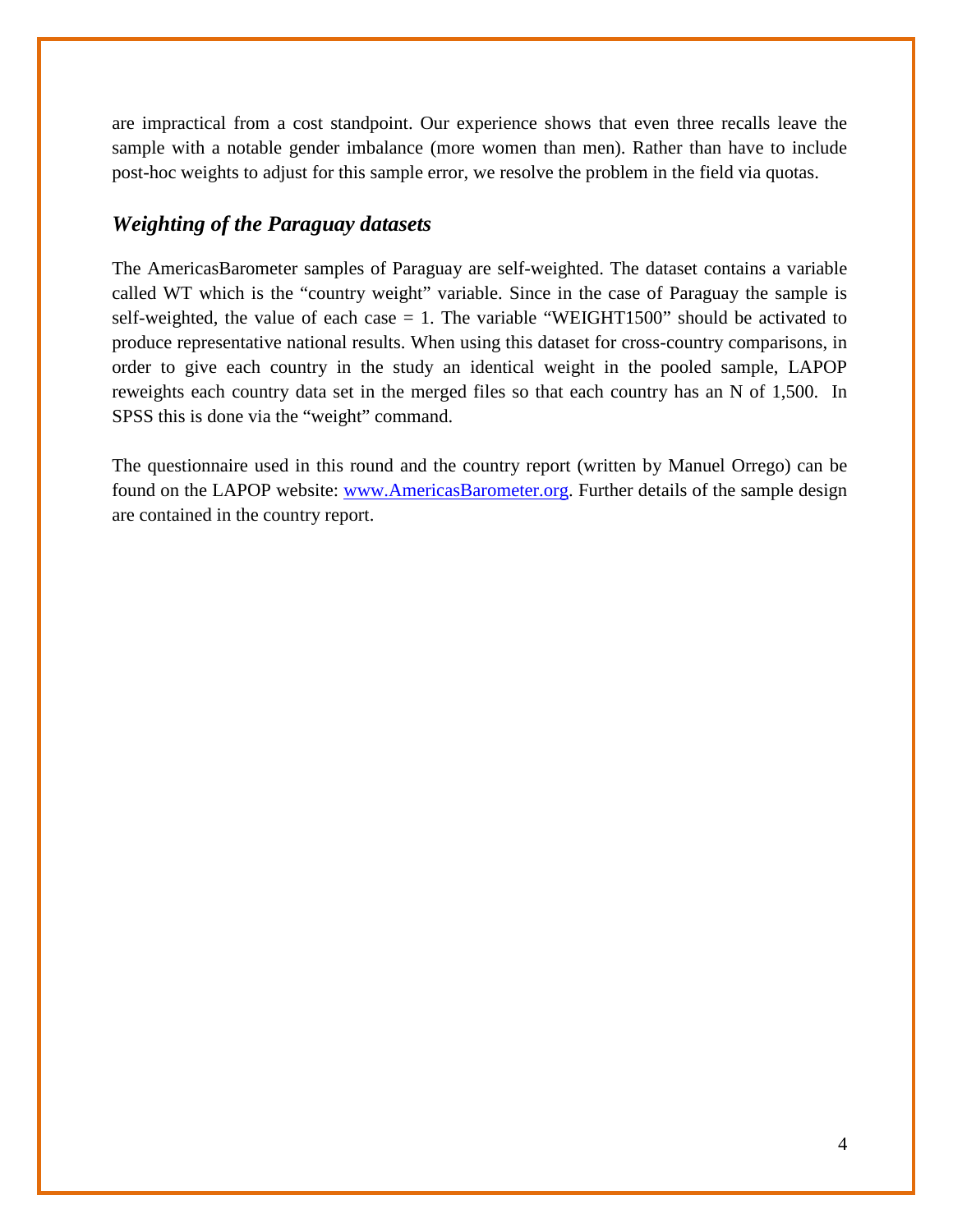are impractical from a cost standpoint. Our experience shows that even three recalls leave the sample with a notable gender imbalance (more women than men). Rather than have to include post-hoc weights to adjust for this sample error, we resolve the problem in the field via quotas.

## *Weighting of the Paraguay datasets*

The AmericasBarometer samples of Paraguay are self-weighted. The dataset contains a variable called WT which is the "country weight" variable. Since in the case of Paraguay the sample is self-weighted, the value of each case = 1. The variable "WEIGHT1500" should be activated to produce representative national results. When using this dataset for cross-country comparisons, in order to give each country in the study an identical weight in the pooled sample, LAPOP reweights each country data set in the merged files so that each country has an N of 1,500. In SPSS this is done via the "weight" command.

The questionnaire used in this round and the country report (written by Manuel Orrego) can be found on the LAPOP website: [www.AmericasBarometer.org](http://www.AmericasBarometer.org). Further details of the sample design are contained in the country report.